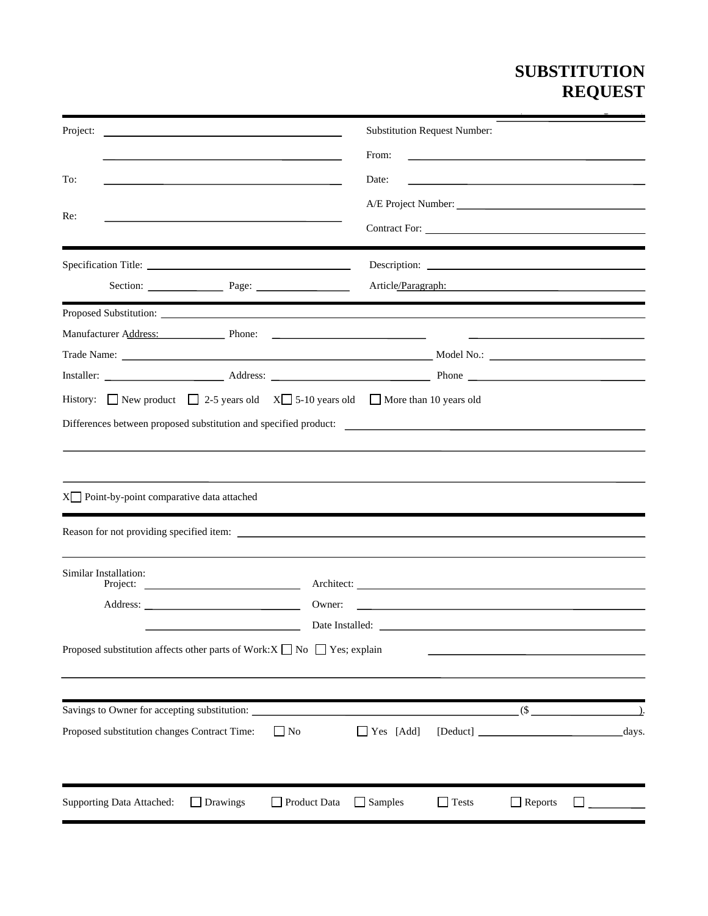# SUBSTITUTION REQUEST

Project: ______________________________ Substitution Request Number: ______________________________

From: ______________________________

To: ______________________________ Date: ______________________________

A/E Project Number: ______________________________

Re: ______________________________ Contract For: ______________________________

---

Specification Title: ______________________________ Description: ______________________________

Section: __________ Page: __________ Article/Paragraph: ______________________________

---

Proposed Substitution: ______________________________

Manufacturer Address: __________ Phone: ______________________________

Trade Name: ______________________________ Model No.: ______________________________

Installer: ______________________________ Address: ______________________________ Phone ______________________________

History: ☐ New product ☐ 2-5 years old X☐ 5-10 years old ☐ More than 10 years old

Differences between proposed substitution and specified product: ______________________________

______________________________

______________________________

X☐ Point-by-point comparative data attached

---

Reason for not providing specified item: ______________________________

______________________________

Similar Installation:

Project: ______________________________ Architect: ______________________________

Address: ______________________________ Owner: ______________________________

______________________________ Date Installed: ______________________________

Proposed substitution affects other parts of Work:X ☐ No ☐ Yes; explain ______________________________

______________________________

---

Savings to Owner for accepting substitution: ______________________________ ($ __________).

Proposed substitution changes Contract Time: ☐ No ☐ Yes [Add] [Deduct] __________ days.

---

Supporting Data Attached: ☐ Drawings ☐ Product Data ☐ Samples ☐ Tests ☐ Reports ☐ __________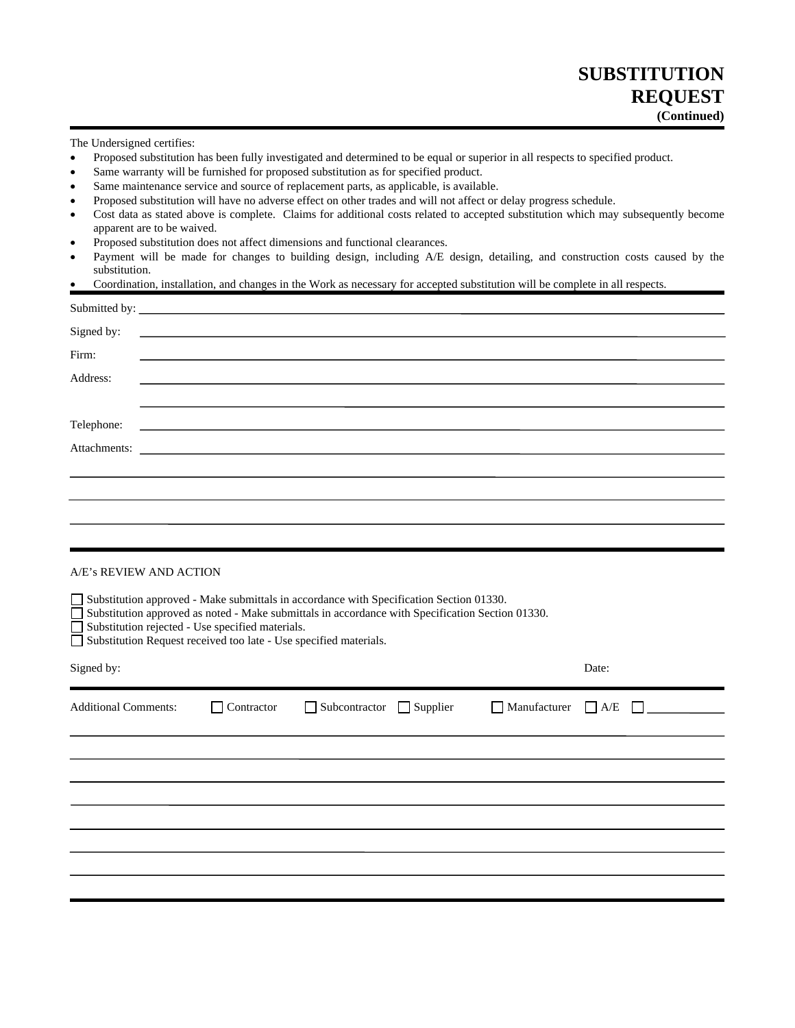# SUBSTITUTION REQUEST
**(Continued)**

The Undersigned certifies:

- Proposed substitution has been fully investigated and determined to be equal or superior in all respects to specified product.
- Same warranty will be furnished for proposed substitution as for specified product.
- Same maintenance service and source of replacement parts, as applicable, is available.
- Proposed substitution will have no adverse effect on other trades and will not affect or delay progress schedule.
- Cost data as stated above is complete. Claims for additional costs related to accepted substitution which may subsequently become apparent are to be waived.
- Proposed substitution does not affect dimensions and functional clearances.
- Payment will be made for changes to building design, including A/E design, detailing, and construction costs caused by the substitution.
- Coordination, installation, and changes in the Work as necessary for accepted substitution will be complete in all respects.

Submitted by: ______________________________

Signed by: ______________________________

Firm: ______________________________

Address: ______________________________

______________________________

Telephone: ______________________________

Attachments: ______________________________

______________________________

______________________________

______________________________

A/E's REVIEW AND ACTION

☐ Substitution approved - Make submittals in accordance with Specification Section 01330.
☐ Substitution approved as noted - Make submittals in accordance with Specification Section 01330.
☐ Substitution rejected - Use specified materials.
☐ Substitution Request received too late - Use specified materials.

Signed by: Date:

Additional Comments: ☐ Contractor ☐ Subcontractor ☐ Supplier ☐ Manufacturer ☐ A/E ☐ ____________

______________________________

______________________________

______________________________

______________________________

______________________________

______________________________

______________________________